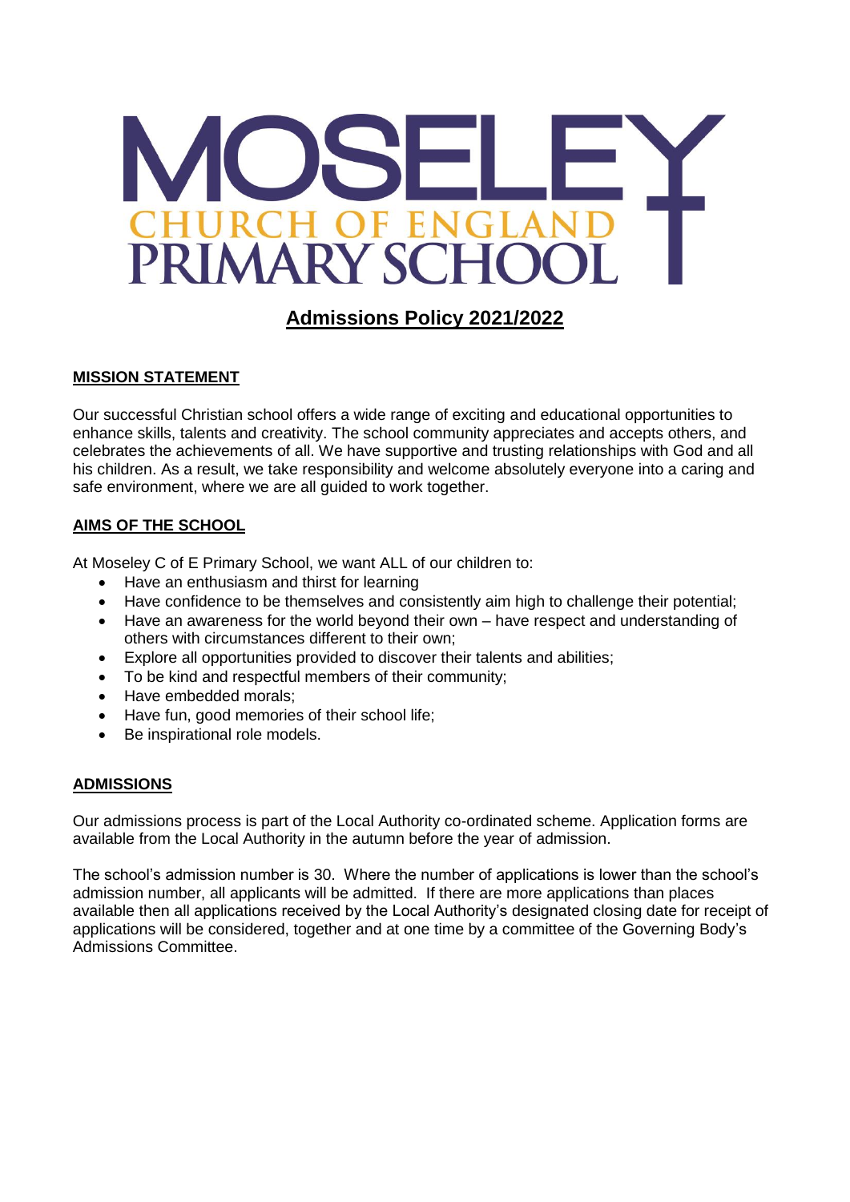# MOSELEY CHURCH OF ENGLAND PRIMARY SCHOOL

## Admissions Policy 2021/2022

### MISSION STATEMENT

Our successful Christian school offers a wide range of exciting and educational opportunities to enhance skills, talents and creativity. The school community appreciates and accepts others, and celebrates the achievements of all. We have supportive and trusting relationships with God and all his children. As a result, we take responsibility and welcome absolutely everyone into a caring and safe environment, where we are all guided to work together.

### AIMS OF THE SCHOOL

At Moseley C of E Primary School, we want ALL of our children to:

- Have an enthusiasm and thirst for learning
- Have confidence to be themselves and consistently aim high to challenge their potential;
- Have an awareness for the world beyond their own – have respect and understanding of others with circumstances different to their own;
- Explore all opportunities provided to discover their talents and abilities;
- To be kind and respectful members of their community;
- Have embedded morals;
- Have fun, good memories of their school life;
- Be inspirational role models.

### ADMISSIONS

Our admissions process is part of the Local Authority co-ordinated scheme. Application forms are available from the Local Authority in the autumn before the year of admission.

The school's admission number is 30. Where the number of applications is lower than the school's admission number, all applicants will be admitted. If there are more applications than places available then all applications received by the Local Authority's designated closing date for receipt of applications will be considered, together and at one time by a committee of the Governing Body's Admissions Committee.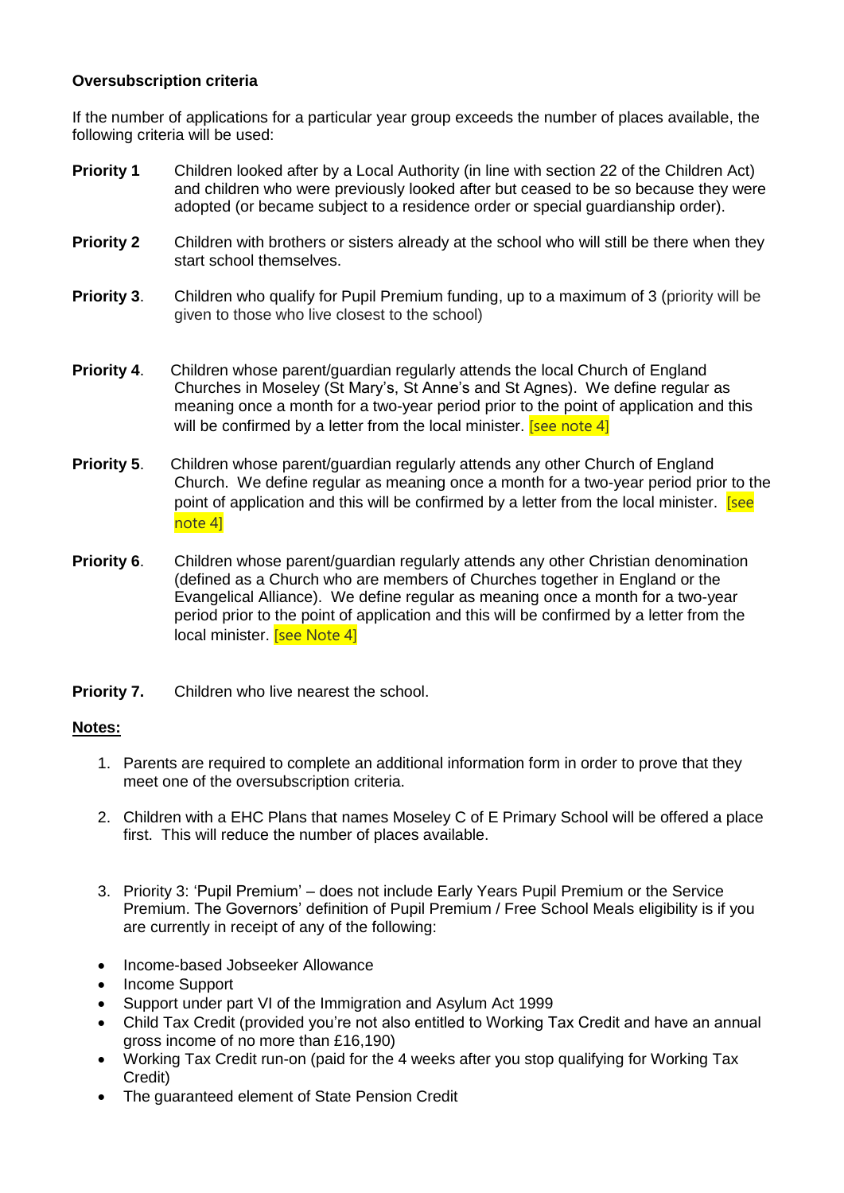**Oversubscription criteria**

If the number of applications for a particular year group exceeds the number of places available, the following criteria will be used:

**Priority 1** Children looked after by a Local Authority (in line with section 22 of the Children Act) and children who were previously looked after but ceased to be so because they were adopted (or became subject to a residence order or special guardianship order).

**Priority 2** Children with brothers or sisters already at the school who will still be there when they start school themselves.

**Priority 3**. Children who qualify for Pupil Premium funding, up to a maximum of 3 (priority will be given to those who live closest to the school)

**Priority 4**. Children whose parent/guardian regularly attends the local Church of England Churches in Moseley (St Mary's, St Anne's and St Agnes). We define regular as meaning once a month for a two-year period prior to the point of application and this will be confirmed by a letter from the local minister. [see note 4]

**Priority 5**. Children whose parent/guardian regularly attends any other Church of England Church. We define regular as meaning once a month for a two-year period prior to the point of application and this will be confirmed by a letter from the local minister. [see note 4]

**Priority 6**. Children whose parent/guardian regularly attends any other Christian denomination (defined as a Church who are members of Churches together in England or the Evangelical Alliance). We define regular as meaning once a month for a two-year period prior to the point of application and this will be confirmed by a letter from the local minister. [see Note 4]

**Priority 7.** Children who live nearest the school.

**Notes:**

1. Parents are required to complete an additional information form in order to prove that they meet one of the oversubscription criteria.

2. Children with a EHC Plans that names Moseley C of E Primary School will be offered a place first. This will reduce the number of places available.

3. Priority 3: 'Pupil Premium' – does not include Early Years Pupil Premium or the Service Premium. The Governors' definition of Pupil Premium / Free School Meals eligibility is if you are currently in receipt of any of the following:

- Income-based Jobseeker Allowance
- Income Support
- Support under part VI of the Immigration and Asylum Act 1999
- Child Tax Credit (provided you're not also entitled to Working Tax Credit and have an annual gross income of no more than £16,190)
- Working Tax Credit run-on (paid for the 4 weeks after you stop qualifying for Working Tax Credit)
- The guaranteed element of State Pension Credit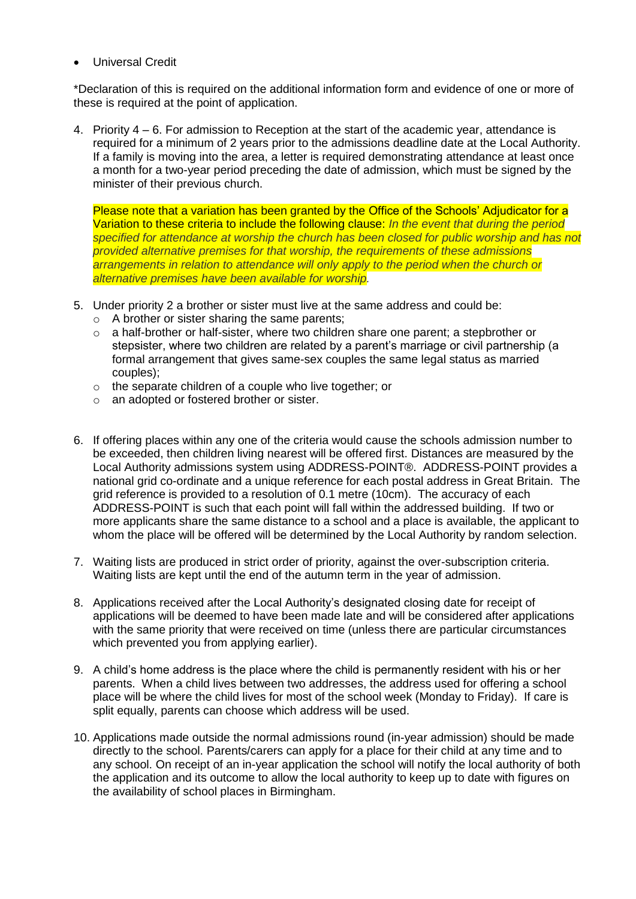- Universal Credit

*Declaration of this is required on the additional information form and evidence of one or more of these is required at the point of application.

4. Priority 4 – 6. For admission to Reception at the start of the academic year, attendance is required for a minimum of 2 years prior to the admissions deadline date at the Local Authority. If a family is moving into the area, a letter is required demonstrating attendance at least once a month for a two-year period preceding the date of admission, which must be signed by the minister of their previous church.

   Please note that a variation has been granted by the Office of the Schools' Adjudicator for a Variation to these criteria to include the following clause: *In the event that during the period specified for attendance at worship the church has been closed for public worship and has not provided alternative premises for that worship, the requirements of these admissions arrangements in relation to attendance will only apply to the period when the church or alternative premises have been available for worship.*

5. Under priority 2 a brother or sister must live at the same address and could be:
   - A brother or sister sharing the same parents;
   - a half-brother or half-sister, where two children share one parent; a stepbrother or stepsister, where two children are related by a parent's marriage or civil partnership (a formal arrangement that gives same-sex couples the same legal status as married couples);
   - the separate children of a couple who live together; or
   - an adopted or fostered brother or sister.

6. If offering places within any one of the criteria would cause the schools admission number to be exceeded, then children living nearest will be offered first. Distances are measured by the Local Authority admissions system using ADDRESS-POINT®. ADDRESS-POINT provides a national grid co-ordinate and a unique reference for each postal address in Great Britain. The grid reference is provided to a resolution of 0.1 metre (10cm). The accuracy of each ADDRESS-POINT is such that each point will fall within the addressed building. If two or more applicants share the same distance to a school and a place is available, the applicant to whom the place will be offered will be determined by the Local Authority by random selection.

7. Waiting lists are produced in strict order of priority, against the over-subscription criteria. Waiting lists are kept until the end of the autumn term in the year of admission.

8. Applications received after the Local Authority's designated closing date for receipt of applications will be deemed to have been made late and will be considered after applications with the same priority that were received on time (unless there are particular circumstances which prevented you from applying earlier).

9. A child's home address is the place where the child is permanently resident with his or her parents. When a child lives between two addresses, the address used for offering a school place will be where the child lives for most of the school week (Monday to Friday). If care is split equally, parents can choose which address will be used.

10. Applications made outside the normal admissions round (in-year admission) should be made directly to the school. Parents/carers can apply for a place for their child at any time and to any school. On receipt of an in-year application the school will notify the local authority of both the application and its outcome to allow the local authority to keep up to date with figures on the availability of school places in Birmingham.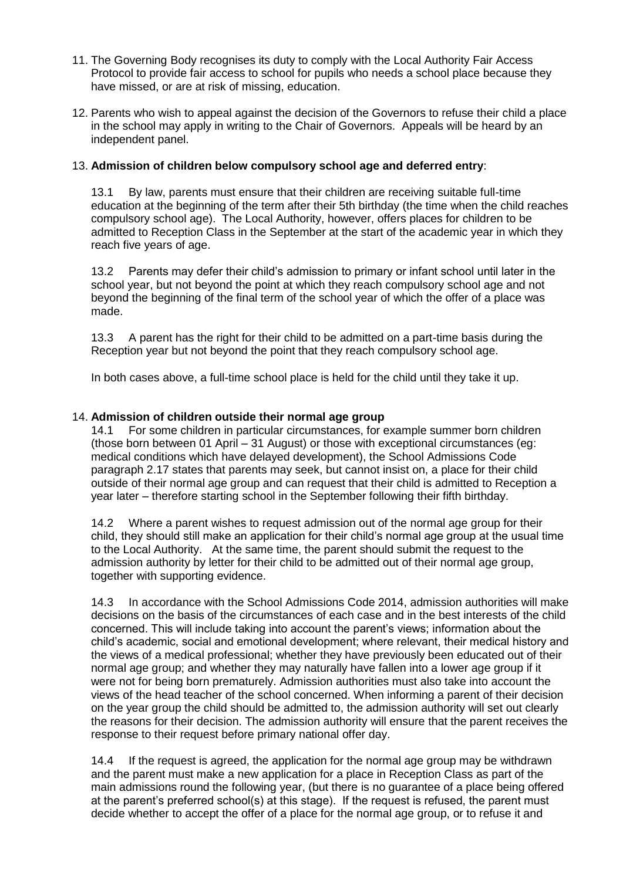11. The Governing Body recognises its duty to comply with the Local Authority Fair Access Protocol to provide fair access to school for pupils who needs a school place because they have missed, or are at risk of missing, education.

12. Parents who wish to appeal against the decision of the Governors to refuse their child a place in the school may apply in writing to the Chair of Governors. Appeals will be heard by an independent panel.

13. **Admission of children below compulsory school age and deferred entry**:

    13.1 By law, parents must ensure that their children are receiving suitable full-time education at the beginning of the term after their 5th birthday (the time when the child reaches compulsory school age). The Local Authority, however, offers places for children to be admitted to Reception Class in the September at the start of the academic year in which they reach five years of age.

    13.2 Parents may defer their child's admission to primary or infant school until later in the school year, but not beyond the point at which they reach compulsory school age and not beyond the beginning of the final term of the school year of which the offer of a place was made.

    13.3 A parent has the right for their child to be admitted on a part-time basis during the Reception year but not beyond the point that they reach compulsory school age.

    In both cases above, a full-time school place is held for the child until they take it up.

14. **Admission of children outside their normal age group**

    14.1 For some children in particular circumstances, for example summer born children (those born between 01 April – 31 August) or those with exceptional circumstances (eg: medical conditions which have delayed development), the School Admissions Code paragraph 2.17 states that parents may seek, but cannot insist on, a place for their child outside of their normal age group and can request that their child is admitted to Reception a year later – therefore starting school in the September following their fifth birthday.

    14.2 Where a parent wishes to request admission out of the normal age group for their child, they should still make an application for their child's normal age group at the usual time to the Local Authority. At the same time, the parent should submit the request to the admission authority by letter for their child to be admitted out of their normal age group, together with supporting evidence.

    14.3 In accordance with the School Admissions Code 2014, admission authorities will make decisions on the basis of the circumstances of each case and in the best interests of the child concerned. This will include taking into account the parent's views; information about the child's academic, social and emotional development; where relevant, their medical history and the views of a medical professional; whether they have previously been educated out of their normal age group; and whether they may naturally have fallen into a lower age group if it were not for being born prematurely. Admission authorities must also take into account the views of the head teacher of the school concerned. When informing a parent of their decision on the year group the child should be admitted to, the admission authority will set out clearly the reasons for their decision. The admission authority will ensure that the parent receives the response to their request before primary national offer day.

    14.4 If the request is agreed, the application for the normal age group may be withdrawn and the parent must make a new application for a place in Reception Class as part of the main admissions round the following year, (but there is no guarantee of a place being offered at the parent's preferred school(s) at this stage). If the request is refused, the parent must decide whether to accept the offer of a place for the normal age group, or to refuse it and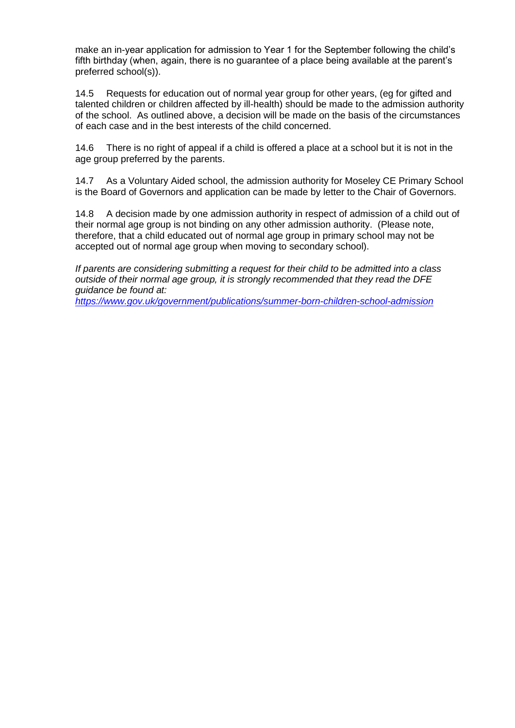make an in-year application for admission to Year 1 for the September following the child's fifth birthday (when, again, there is no guarantee of a place being available at the parent's preferred school(s)).

14.5 Requests for education out of normal year group for other years, (eg for gifted and talented children or children affected by ill-health) should be made to the admission authority of the school. As outlined above, a decision will be made on the basis of the circumstances of each case and in the best interests of the child concerned.

14.6 There is no right of appeal if a child is offered a place at a school but it is not in the age group preferred by the parents.

14.7 As a Voluntary Aided school, the admission authority for Moseley CE Primary School is the Board of Governors and application can be made by letter to the Chair of Governors.

14.8 A decision made by one admission authority in respect of admission of a child out of their normal age group is not binding on any other admission authority. (Please note, therefore, that a child educated out of normal age group in primary school may not be accepted out of normal age group when moving to secondary school).

*If parents are considering submitting a request for their child to be admitted into a class outside of their normal age group, it is strongly recommended that they read the DFE guidance be found at:*
*[https://www.gov.uk/government/publications/summer-born-children-school-admission](https://www.gov.uk/government/publications/summer-born-children-school-admission)*